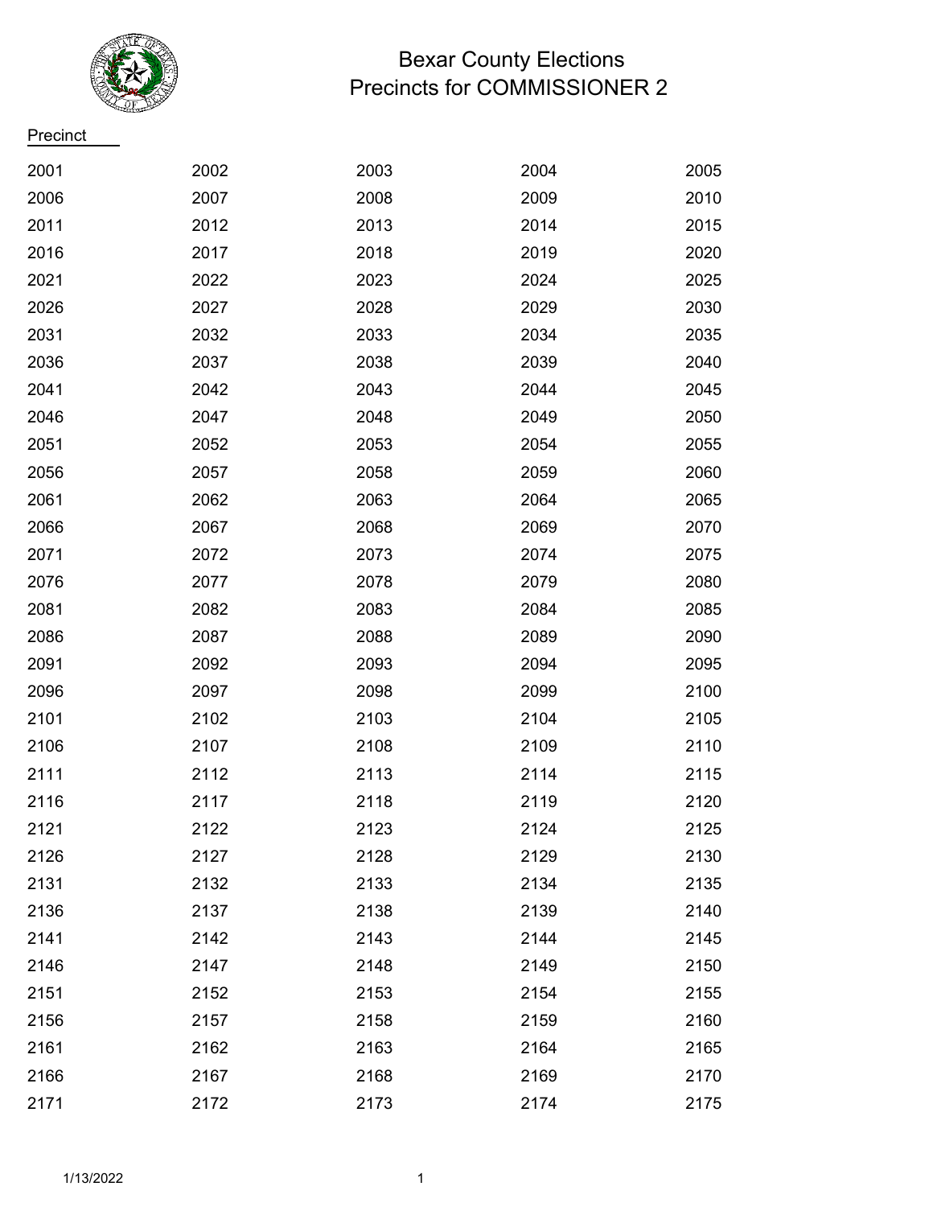# Bexar County Elections
## Precincts for COMMISSIONER 2

| Precinct | | | | |
|---|---|---|---|---|
| 2001 | 2002 | 2003 | 2004 | 2005 |
| 2006 | 2007 | 2008 | 2009 | 2010 |
| 2011 | 2012 | 2013 | 2014 | 2015 |
| 2016 | 2017 | 2018 | 2019 | 2020 |
| 2021 | 2022 | 2023 | 2024 | 2025 |
| 2026 | 2027 | 2028 | 2029 | 2030 |
| 2031 | 2032 | 2033 | 2034 | 2035 |
| 2036 | 2037 | 2038 | 2039 | 2040 |
| 2041 | 2042 | 2043 | 2044 | 2045 |
| 2046 | 2047 | 2048 | 2049 | 2050 |
| 2051 | 2052 | 2053 | 2054 | 2055 |
| 2056 | 2057 | 2058 | 2059 | 2060 |
| 2061 | 2062 | 2063 | 2064 | 2065 |
| 2066 | 2067 | 2068 | 2069 | 2070 |
| 2071 | 2072 | 2073 | 2074 | 2075 |
| 2076 | 2077 | 2078 | 2079 | 2080 |
| 2081 | 2082 | 2083 | 2084 | 2085 |
| 2086 | 2087 | 2088 | 2089 | 2090 |
| 2091 | 2092 | 2093 | 2094 | 2095 |
| 2096 | 2097 | 2098 | 2099 | 2100 |
| 2101 | 2102 | 2103 | 2104 | 2105 |
| 2106 | 2107 | 2108 | 2109 | 2110 |
| 2111 | 2112 | 2113 | 2114 | 2115 |
| 2116 | 2117 | 2118 | 2119 | 2120 |
| 2121 | 2122 | 2123 | 2124 | 2125 |
| 2126 | 2127 | 2128 | 2129 | 2130 |
| 2131 | 2132 | 2133 | 2134 | 2135 |
| 2136 | 2137 | 2138 | 2139 | 2140 |
| 2141 | 2142 | 2143 | 2144 | 2145 |
| 2146 | 2147 | 2148 | 2149 | 2150 |
| 2151 | 2152 | 2153 | 2154 | 2155 |
| 2156 | 2157 | 2158 | 2159 | 2160 |
| 2161 | 2162 | 2163 | 2164 | 2165 |
| 2166 | 2167 | 2168 | 2169 | 2170 |
| 2171 | 2172 | 2173 | 2174 | 2175 |

1/13/2022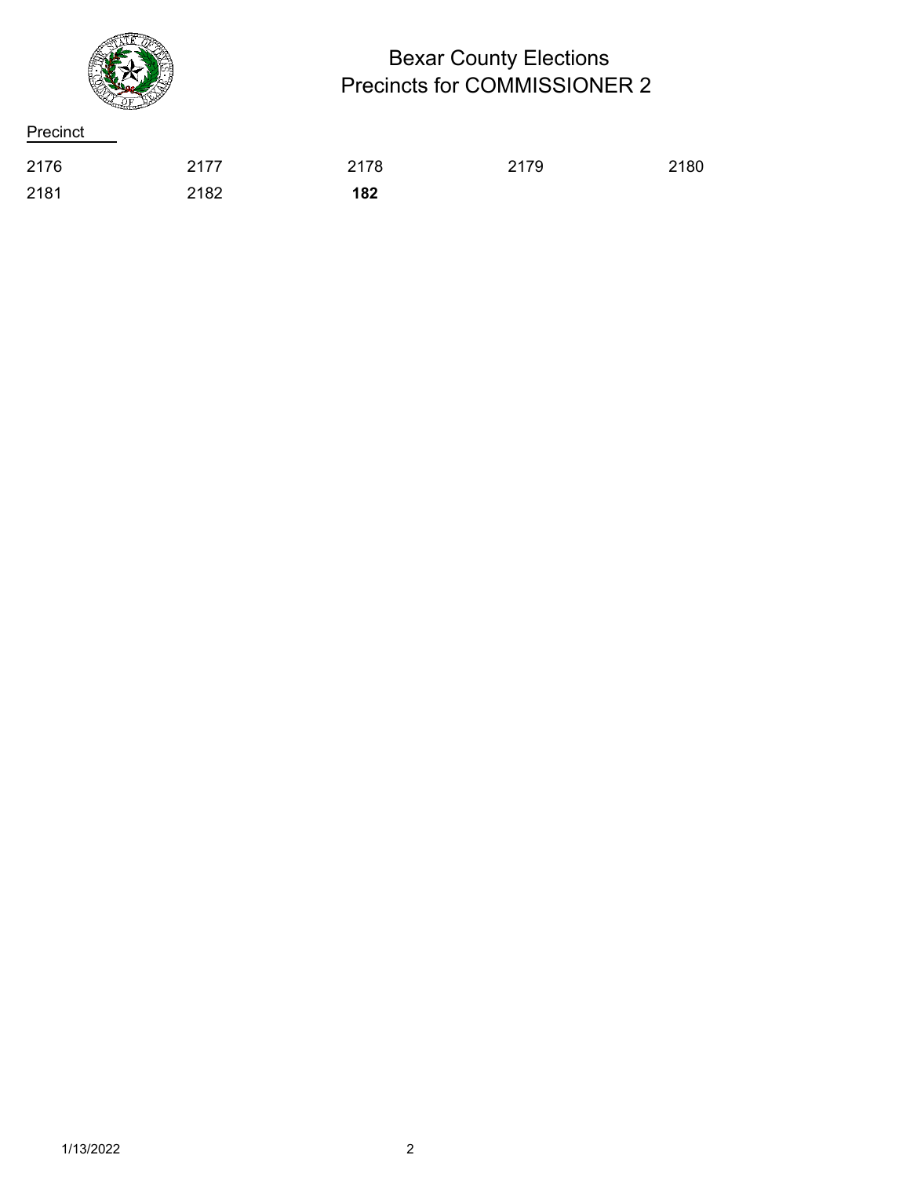# Bexar County Elections
## Precincts for COMMISSIONER 2

Precinct

| | | | | |
|---|---|---|---|---|
| 2176 | 2177 | 2178 | 2179 | 2180 |
| 2181 | 2182 | **182** | | |